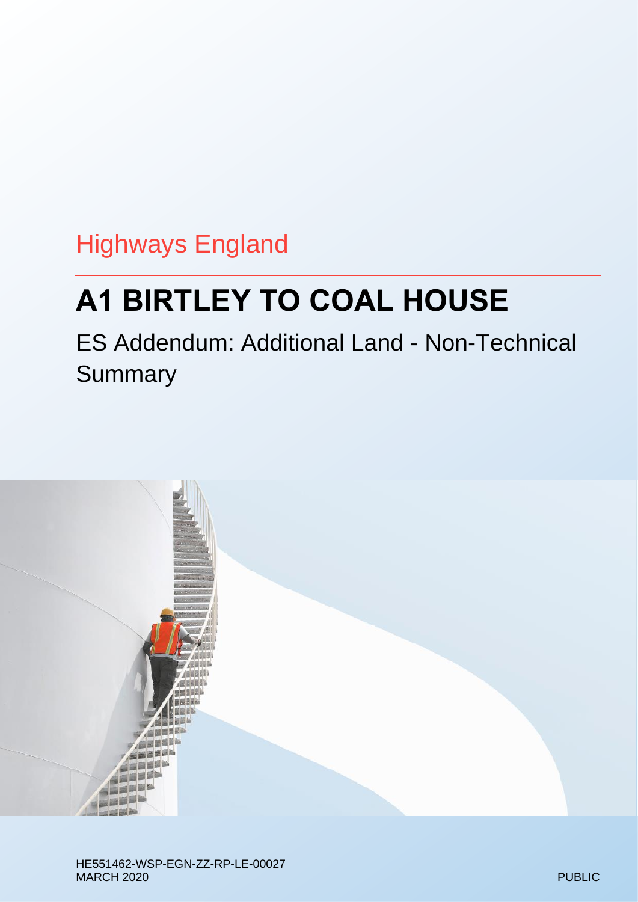Highways England

# A1 BIRTLEY TO COAL HOUSE

## ES Addendum: Additional Land - Non-Technical Summary

HE551462-WSP-EGN-ZZ-RP-LE-00027
MARCH 2020

PUBLIC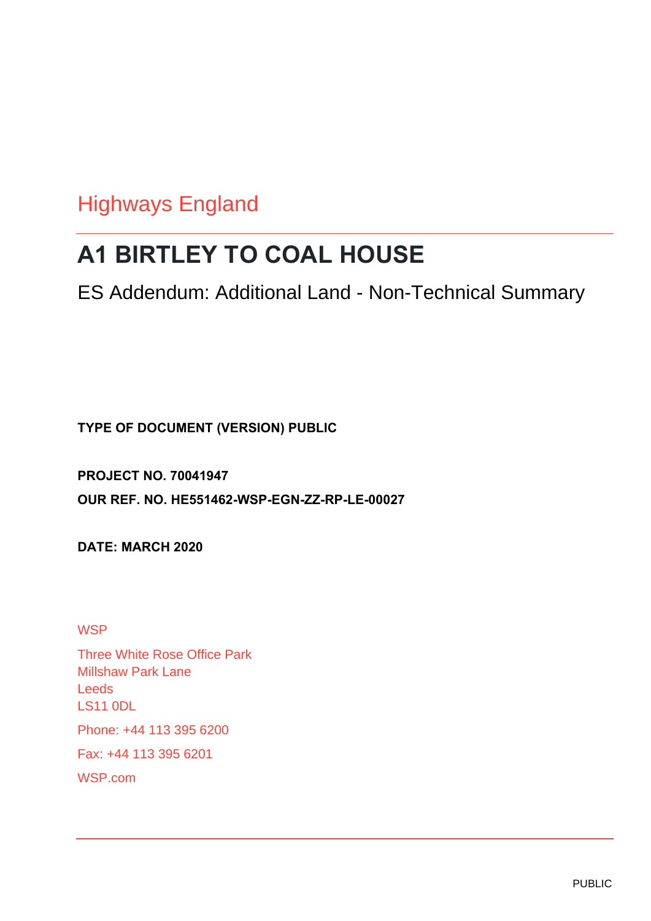Highways England

# A1 BIRTLEY TO COAL HOUSE

ES Addendum: Additional Land - Non-Technical Summary

**TYPE OF DOCUMENT (VERSION) PUBLIC**

**PROJECT NO. 70041947**

**OUR REF. NO. HE551462-WSP-EGN-ZZ-RP-LE-00027**

**DATE: MARCH 2020**

WSP

Three White Rose Office Park
Millshaw Park Lane
Leeds
LS11 0DL

Phone: +44 113 395 6200

Fax: +44 113 395 6201

WSP.com

PUBLIC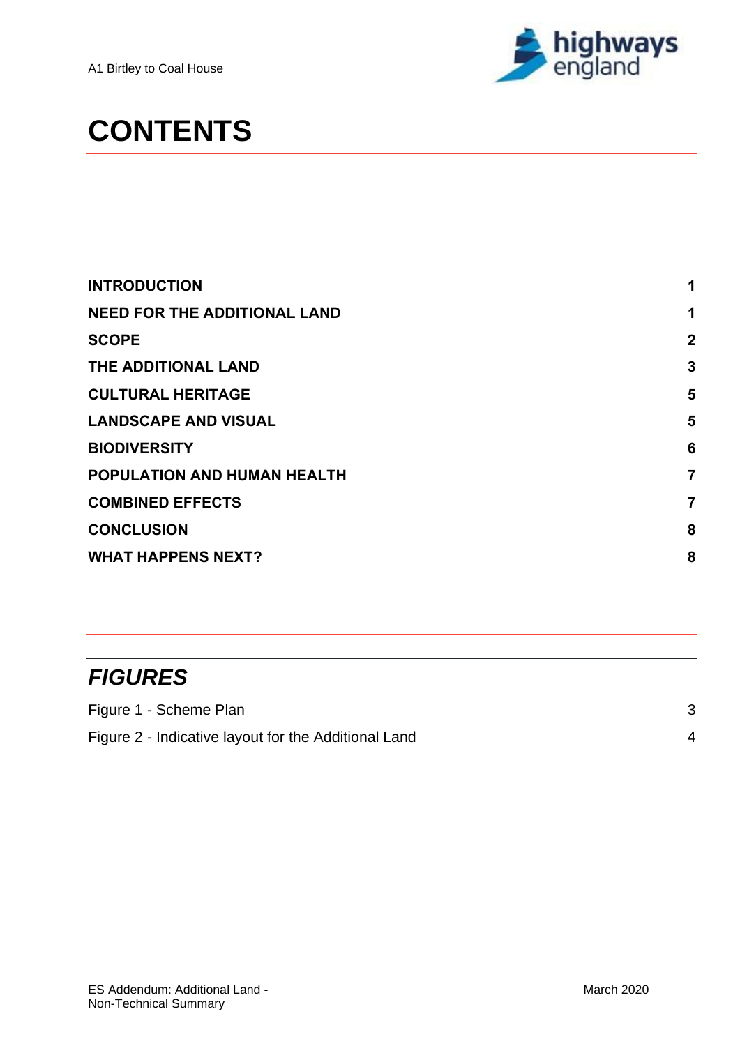# CONTENTS

| | |
|---|---|
| **INTRODUCTION** | **1** |
| **NEED FOR THE ADDITIONAL LAND** | **1** |
| **SCOPE** | **2** |
| **THE ADDITIONAL LAND** | **3** |
| **CULTURAL HERITAGE** | **5** |
| **LANDSCAPE AND VISUAL** | **5** |
| **BIODIVERSITY** | **6** |
| **POPULATION AND HUMAN HEALTH** | **7** |
| **COMBINED EFFECTS** | **7** |
| **CONCLUSION** | **8** |
| **WHAT HAPPENS NEXT?** | **8** |

## *FIGURES*

| | |
|---|---|
| Figure 1 - Scheme Plan | 3 |
| Figure 2 - Indicative layout for the Additional Land | 4 |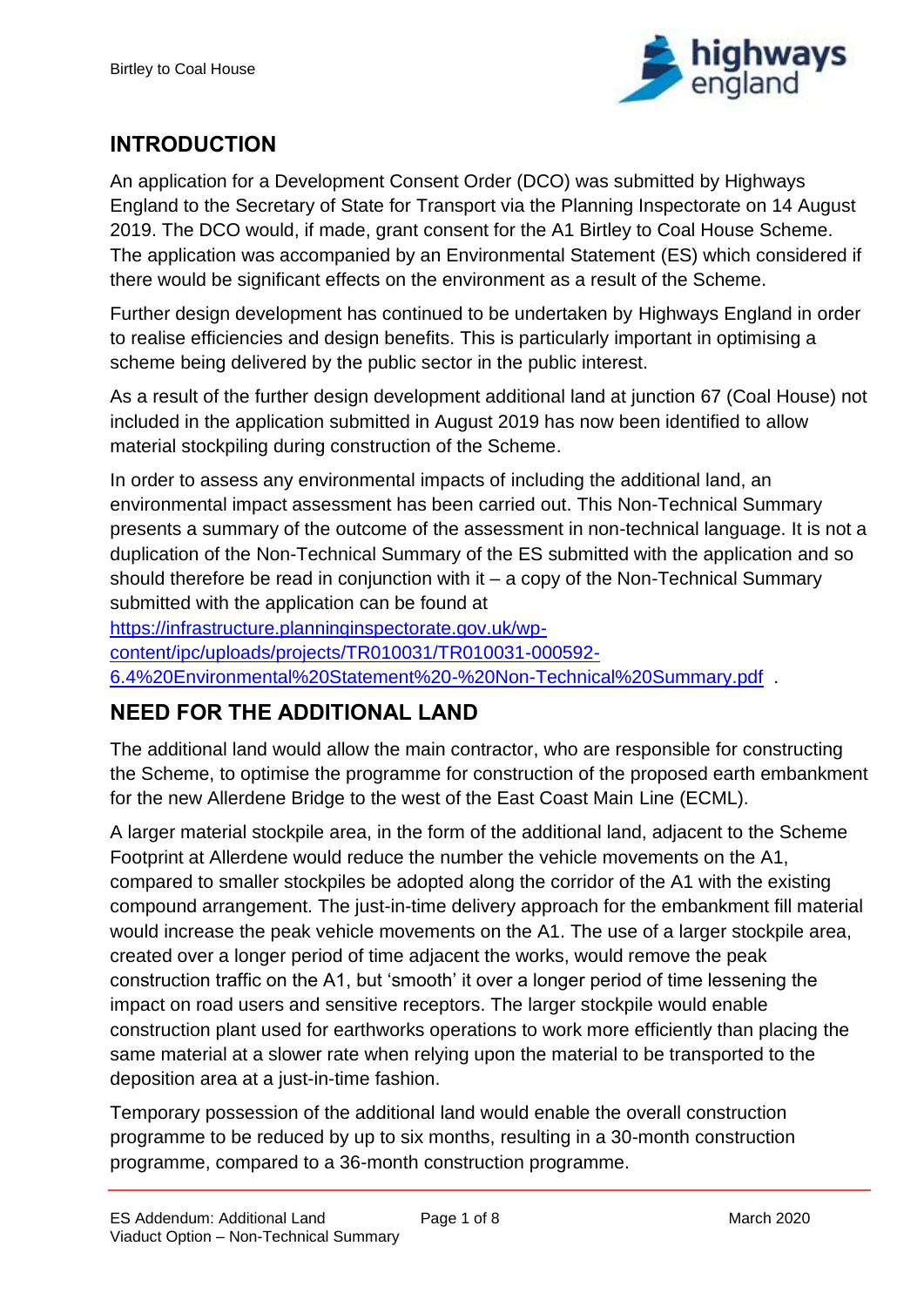## INTRODUCTION

An application for a Development Consent Order (DCO) was submitted by Highways England to the Secretary of State for Transport via the Planning Inspectorate on 14 August 2019. The DCO would, if made, grant consent for the A1 Birtley to Coal House Scheme. The application was accompanied by an Environmental Statement (ES) which considered if there would be significant effects on the environment as a result of the Scheme.

Further design development has continued to be undertaken by Highways England in order to realise efficiencies and design benefits. This is particularly important in optimising a scheme being delivered by the public sector in the public interest.

As a result of the further design development additional land at junction 67 (Coal House) not included in the application submitted in August 2019 has now been identified to allow material stockpiling during construction of the Scheme.

In order to assess any environmental impacts of including the additional land, an environmental impact assessment has been carried out. This Non-Technical Summary presents a summary of the outcome of the assessment in non-technical language. It is not a duplication of the Non-Technical Summary of the ES submitted with the application and so should therefore be read in conjunction with it – a copy of the Non-Technical Summary submitted with the application can be found at [https://infrastructure.planninginspectorate.gov.uk/wp-content/ipc/uploads/projects/TR010031/TR010031-000592-6.4%20Environmental%20Statement%20-%20Non-Technical%20Summary.pdf](https://infrastructure.planninginspectorate.gov.uk/wp-content/ipc/uploads/projects/TR010031/TR010031-000592-6.4%20Environmental%20Statement%20-%20Non-Technical%20Summary.pdf) .

## NEED FOR THE ADDITIONAL LAND

The additional land would allow the main contractor, who are responsible for constructing the Scheme, to optimise the programme for construction of the proposed earth embankment for the new Allerdene Bridge to the west of the East Coast Main Line (ECML).

A larger material stockpile area, in the form of the additional land, adjacent to the Scheme Footprint at Allerdene would reduce the number the vehicle movements on the A1, compared to smaller stockpiles be adopted along the corridor of the A1 with the existing compound arrangement. The just-in-time delivery approach for the embankment fill material would increase the peak vehicle movements on the A1. The use of a larger stockpile area, created over a longer period of time adjacent the works, would remove the peak construction traffic on the A1, but 'smooth' it over a longer period of time lessening the impact on road users and sensitive receptors. The larger stockpile would enable construction plant used for earthworks operations to work more efficiently than placing the same material at a slower rate when relying upon the material to be transported to the deposition area at a just-in-time fashion.

Temporary possession of the additional land would enable the overall construction programme to be reduced by up to six months, resulting in a 30-month construction programme, compared to a 36-month construction programme.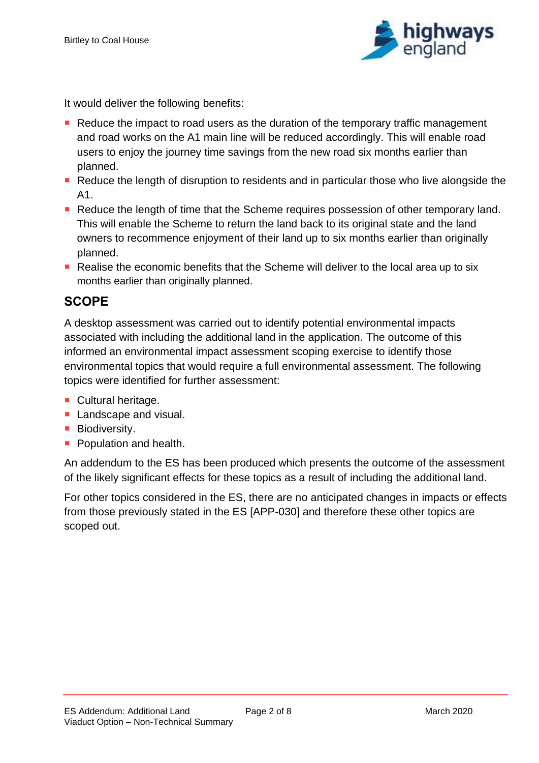It would deliver the following benefits:

- Reduce the impact to road users as the duration of the temporary traffic management and road works on the A1 main line will be reduced accordingly. This will enable road users to enjoy the journey time savings from the new road six months earlier than planned.
- Reduce the length of disruption to residents and in particular those who live alongside the A1.
- Reduce the length of time that the Scheme requires possession of other temporary land. This will enable the Scheme to return the land back to its original state and the land owners to recommence enjoyment of their land up to six months earlier than originally planned.
- Realise the economic benefits that the Scheme will deliver to the local area up to six months earlier than originally planned.

## SCOPE

A desktop assessment was carried out to identify potential environmental impacts associated with including the additional land in the application. The outcome of this informed an environmental impact assessment scoping exercise to identify those environmental topics that would require a full environmental assessment. The following topics were identified for further assessment:

- Cultural heritage.
- Landscape and visual.
- Biodiversity.
- Population and health.

An addendum to the ES has been produced which presents the outcome of the assessment of the likely significant effects for these topics as a result of including the additional land.

For other topics considered in the ES, there are no anticipated changes in impacts or effects from those previously stated in the ES [APP-030] and therefore these other topics are scoped out.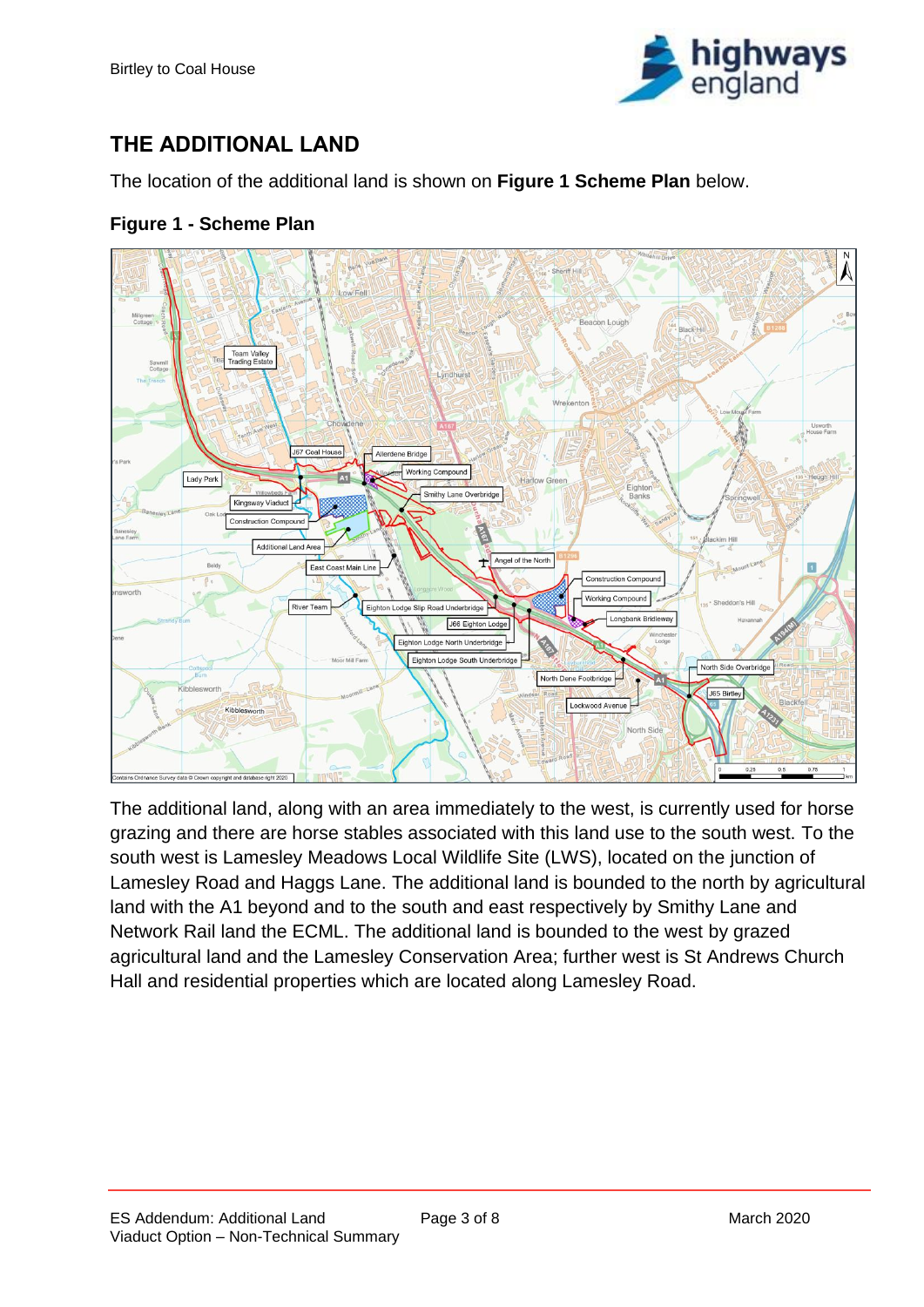## THE ADDITIONAL LAND

The location of the additional land is shown on **Figure 1 Scheme Plan** below.

### Figure 1 - Scheme Plan

The additional land, along with an area immediately to the west, is currently used for horse grazing and there are horse stables associated with this land use to the south west. To the south west is Lamesley Meadows Local Wildlife Site (LWS), located on the junction of Lamesley Road and Haggs Lane. The additional land is bounded to the north by agricultural land with the A1 beyond and to the south and east respectively by Smithy Lane and Network Rail land the ECML. The additional land is bounded to the west by grazed agricultural land and the Lamesley Conservation Area; further west is St Andrews Church Hall and residential properties which are located along Lamesley Road.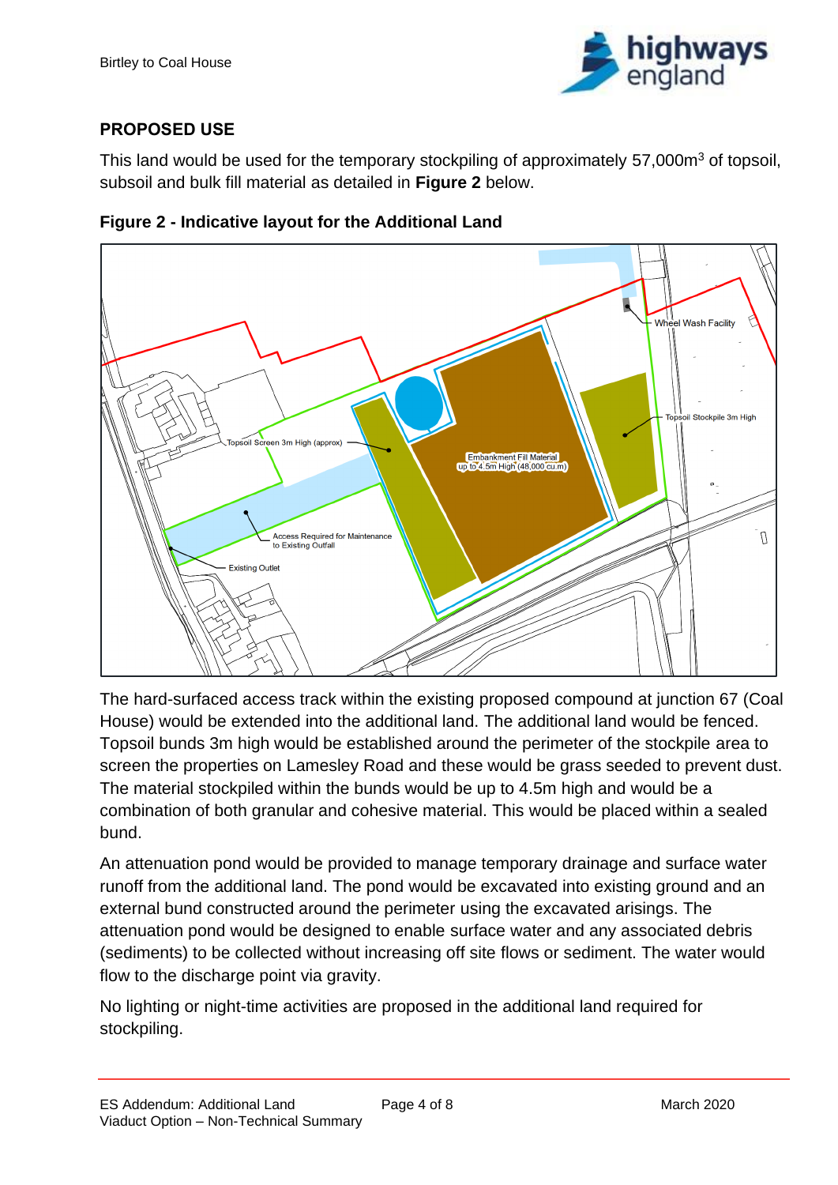## PROPOSED USE

This land would be used for the temporary stockpiling of approximately 57,000m$^3$ of topsoil, subsoil and bulk fill material as detailed in **Figure 2** below.

**Figure 2 - Indicative layout for the Additional Land**

The hard-surfaced access track within the existing proposed compound at junction 67 (Coal House) would be extended into the additional land. The additional land would be fenced. Topsoil bunds 3m high would be established around the perimeter of the stockpile area to screen the properties on Lamesley Road and these would be grass seeded to prevent dust. The material stockpiled within the bunds would be up to 4.5m high and would be a combination of both granular and cohesive material. This would be placed within a sealed bund.

An attenuation pond would be provided to manage temporary drainage and surface water runoff from the additional land. The pond would be excavated into existing ground and an external bund constructed around the perimeter using the excavated arisings. The attenuation pond would be designed to enable surface water and any associated debris (sediments) to be collected without increasing off site flows or sediment. The water would flow to the discharge point via gravity.

No lighting or night-time activities are proposed in the additional land required for stockpiling.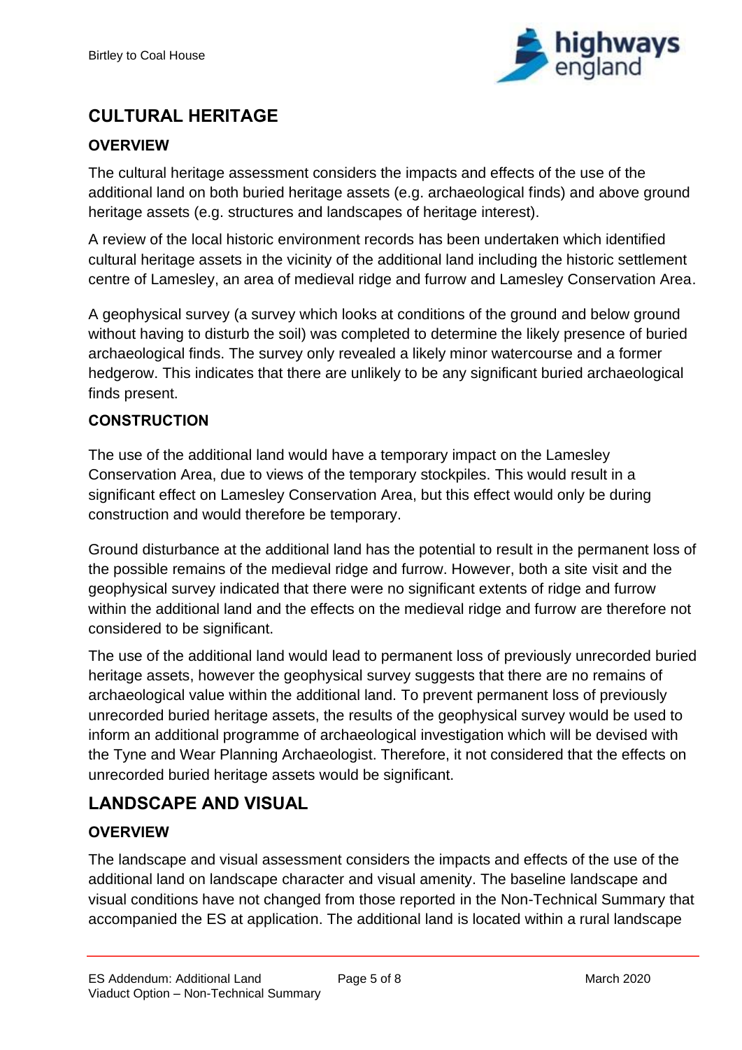## CULTURAL HERITAGE

### OVERVIEW

The cultural heritage assessment considers the impacts and effects of the use of the additional land on both buried heritage assets (e.g. archaeological finds) and above ground heritage assets (e.g. structures and landscapes of heritage interest).

A review of the local historic environment records has been undertaken which identified cultural heritage assets in the vicinity of the additional land including the historic settlement centre of Lamesley, an area of medieval ridge and furrow and Lamesley Conservation Area.

A geophysical survey (a survey which looks at conditions of the ground and below ground without having to disturb the soil) was completed to determine the likely presence of buried archaeological finds. The survey only revealed a likely minor watercourse and a former hedgerow. This indicates that there are unlikely to be any significant buried archaeological finds present.

### CONSTRUCTION

The use of the additional land would have a temporary impact on the Lamesley Conservation Area, due to views of the temporary stockpiles. This would result in a significant effect on Lamesley Conservation Area, but this effect would only be during construction and would therefore be temporary.

Ground disturbance at the additional land has the potential to result in the permanent loss of the possible remains of the medieval ridge and furrow. However, both a site visit and the geophysical survey indicated that there were no significant extents of ridge and furrow within the additional land and the effects on the medieval ridge and furrow are therefore not considered to be significant.

The use of the additional land would lead to permanent loss of previously unrecorded buried heritage assets, however the geophysical survey suggests that there are no remains of archaeological value within the additional land. To prevent permanent loss of previously unrecorded buried heritage assets, the results of the geophysical survey would be used to inform an additional programme of archaeological investigation which will be devised with the Tyne and Wear Planning Archaeologist. Therefore, it not considered that the effects on unrecorded buried heritage assets would be significant.

## LANDSCAPE AND VISUAL

### OVERVIEW

The landscape and visual assessment considers the impacts and effects of the use of the additional land on landscape character and visual amenity. The baseline landscape and visual conditions have not changed from those reported in the Non-Technical Summary that accompanied the ES at application. The additional land is located within a rural landscape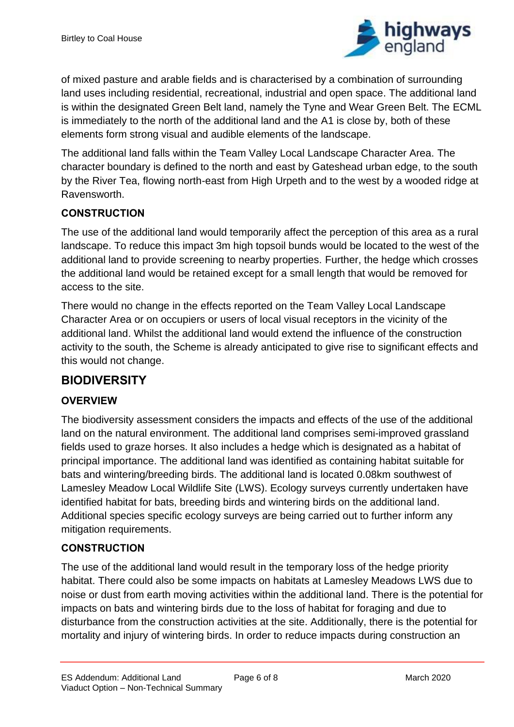of mixed pasture and arable fields and is characterised by a combination of surrounding land uses including residential, recreational, industrial and open space. The additional land is within the designated Green Belt land, namely the Tyne and Wear Green Belt. The ECML is immediately to the north of the additional land and the A1 is close by, both of these elements form strong visual and audible elements of the landscape.

The additional land falls within the Team Valley Local Landscape Character Area. The character boundary is defined to the north and east by Gateshead urban edge, to the south by the River Tea, flowing north-east from High Urpeth and to the west by a wooded ridge at Ravensworth.

### CONSTRUCTION

The use of the additional land would temporarily affect the perception of this area as a rural landscape. To reduce this impact 3m high topsoil bunds would be located to the west of the additional land to provide screening to nearby properties. Further, the hedge which crosses the additional land would be retained except for a small length that would be removed for access to the site.

There would no change in the effects reported on the Team Valley Local Landscape Character Area or on occupiers or users of local visual receptors in the vicinity of the additional land. Whilst the additional land would extend the influence of the construction activity to the south, the Scheme is already anticipated to give rise to significant effects and this would not change.

## BIODIVERSITY

### OVERVIEW

The biodiversity assessment considers the impacts and effects of the use of the additional land on the natural environment. The additional land comprises semi-improved grassland fields used to graze horses. It also includes a hedge which is designated as a habitat of principal importance. The additional land was identified as containing habitat suitable for bats and wintering/breeding birds. The additional land is located 0.08km southwest of Lamesley Meadow Local Wildlife Site (LWS). Ecology surveys currently undertaken have identified habitat for bats, breeding birds and wintering birds on the additional land. Additional species specific ecology surveys are being carried out to further inform any mitigation requirements.

### CONSTRUCTION

The use of the additional land would result in the temporary loss of the hedge priority habitat. There could also be some impacts on habitats at Lamesley Meadows LWS due to noise or dust from earth moving activities within the additional land. There is the potential for impacts on bats and wintering birds due to the loss of habitat for foraging and due to disturbance from the construction activities at the site. Additionally, there is the potential for mortality and injury of wintering birds. In order to reduce impacts during construction an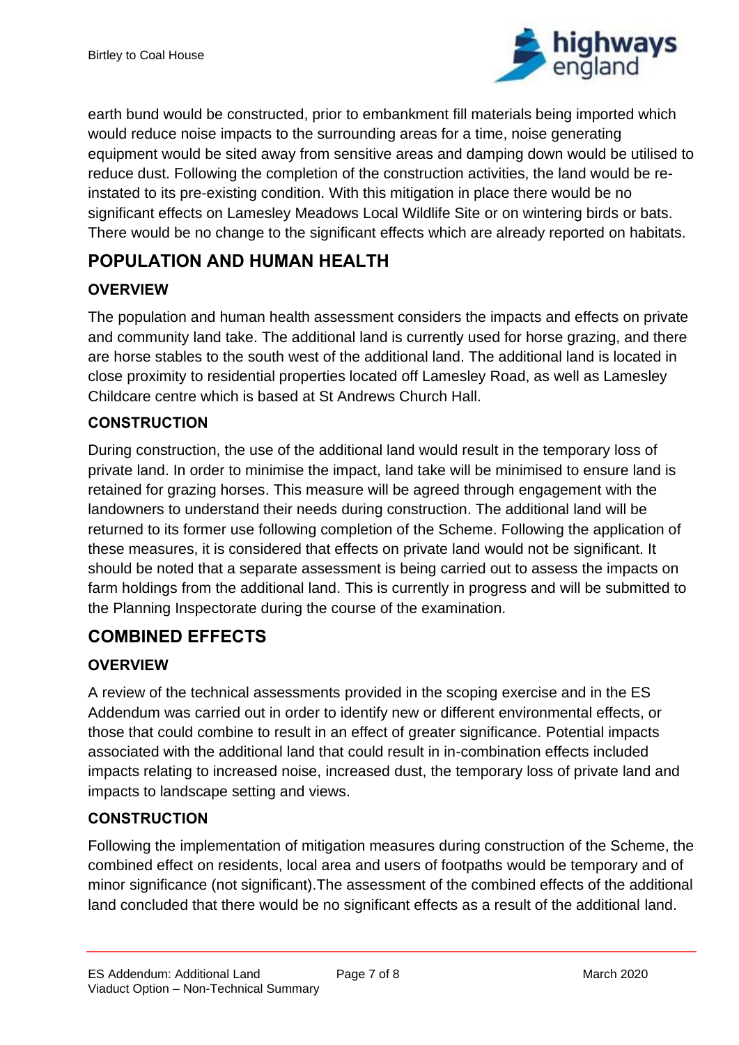earth bund would be constructed, prior to embankment fill materials being imported which would reduce noise impacts to the surrounding areas for a time, noise generating equipment would be sited away from sensitive areas and damping down would be utilised to reduce dust. Following the completion of the construction activities, the land would be re-instated to its pre-existing condition. With this mitigation in place there would be no significant effects on Lamesley Meadows Local Wildlife Site or on wintering birds or bats. There would be no change to the significant effects which are already reported on habitats.

## POPULATION AND HUMAN HEALTH

### OVERVIEW

The population and human health assessment considers the impacts and effects on private and community land take. The additional land is currently used for horse grazing, and there are horse stables to the south west of the additional land. The additional land is located in close proximity to residential properties located off Lamesley Road, as well as Lamesley Childcare centre which is based at St Andrews Church Hall.

### CONSTRUCTION

During construction, the use of the additional land would result in the temporary loss of private land. In order to minimise the impact, land take will be minimised to ensure land is retained for grazing horses. This measure will be agreed through engagement with the landowners to understand their needs during construction. The additional land will be returned to its former use following completion of the Scheme. Following the application of these measures, it is considered that effects on private land would not be significant. It should be noted that a separate assessment is being carried out to assess the impacts on farm holdings from the additional land. This is currently in progress and will be submitted to the Planning Inspectorate during the course of the examination.

## COMBINED EFFECTS

### OVERVIEW

A review of the technical assessments provided in the scoping exercise and in the ES Addendum was carried out in order to identify new or different environmental effects, or those that could combine to result in an effect of greater significance. Potential impacts associated with the additional land that could result in in-combination effects included impacts relating to increased noise, increased dust, the temporary loss of private land and impacts to landscape setting and views.

### CONSTRUCTION

Following the implementation of mitigation measures during construction of the Scheme, the combined effect on residents, local area and users of footpaths would be temporary and of minor significance (not significant).The assessment of the combined effects of the additional land concluded that there would be no significant effects as a result of the additional land.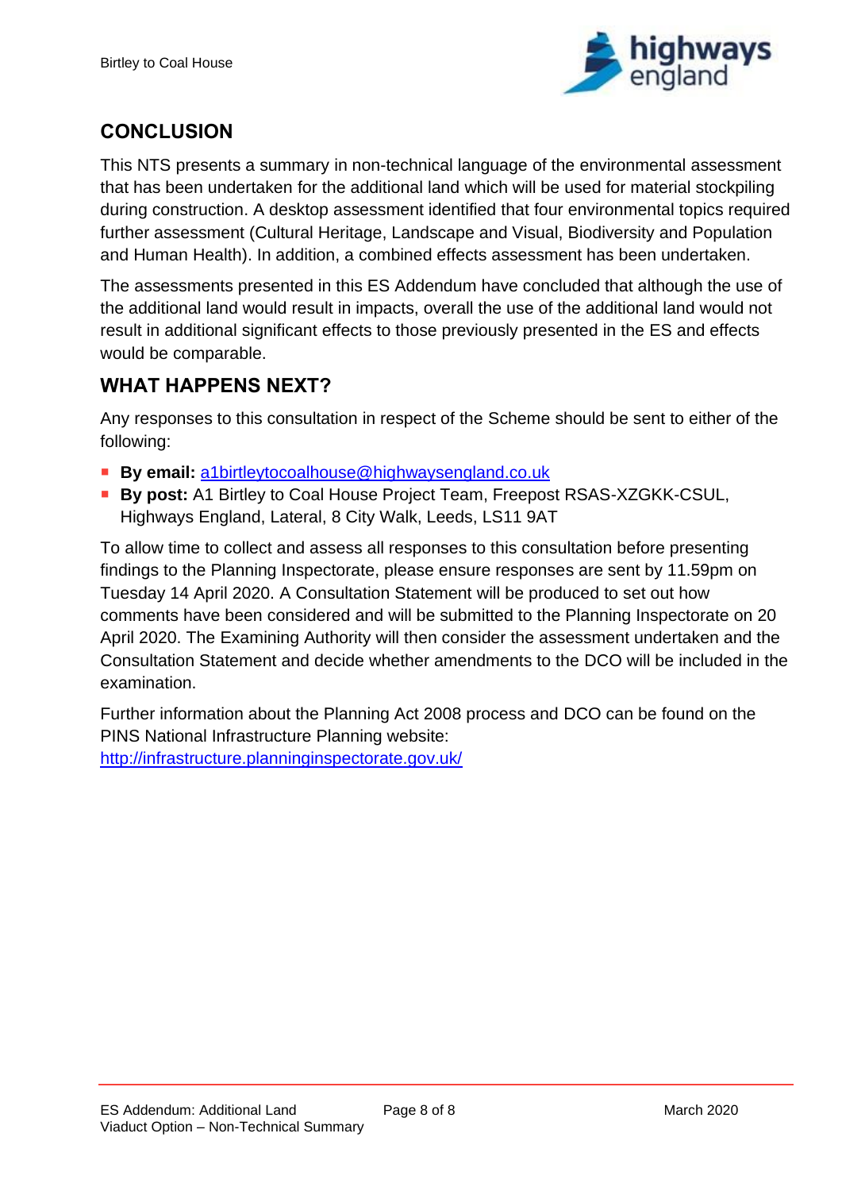## CONCLUSION

This NTS presents a summary in non-technical language of the environmental assessment that has been undertaken for the additional land which will be used for material stockpiling during construction. A desktop assessment identified that four environmental topics required further assessment (Cultural Heritage, Landscape and Visual, Biodiversity and Population and Human Health). In addition, a combined effects assessment has been undertaken.

The assessments presented in this ES Addendum have concluded that although the use of the additional land would result in impacts, overall the use of the additional land would not result in additional significant effects to those previously presented in the ES and effects would be comparable.

## WHAT HAPPENS NEXT?

Any responses to this consultation in respect of the Scheme should be sent to either of the following:

- **By email:** a1birtleytocoalhouse@highwaysengland.co.uk
- **By post:** A1 Birtley to Coal House Project Team, Freepost RSAS-XZGKK-CSUL, Highways England, Lateral, 8 City Walk, Leeds, LS11 9AT

To allow time to collect and assess all responses to this consultation before presenting findings to the Planning Inspectorate, please ensure responses are sent by 11.59pm on Tuesday 14 April 2020. A Consultation Statement will be produced to set out how comments have been considered and will be submitted to the Planning Inspectorate on 20 April 2020. The Examining Authority will then consider the assessment undertaken and the Consultation Statement and decide whether amendments to the DCO will be included in the examination.

Further information about the Planning Act 2008 process and DCO can be found on the PINS National Infrastructure Planning website:
http://infrastructure.planninginspectorate.gov.uk/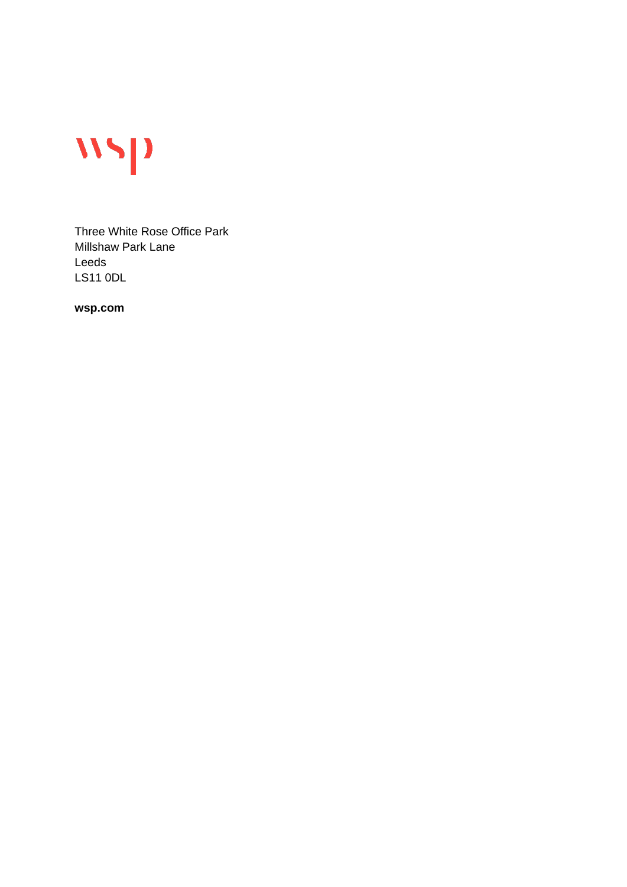Three White Rose Office Park
Millshaw Park Lane
Leeds
LS11 0DL

**wsp.com**